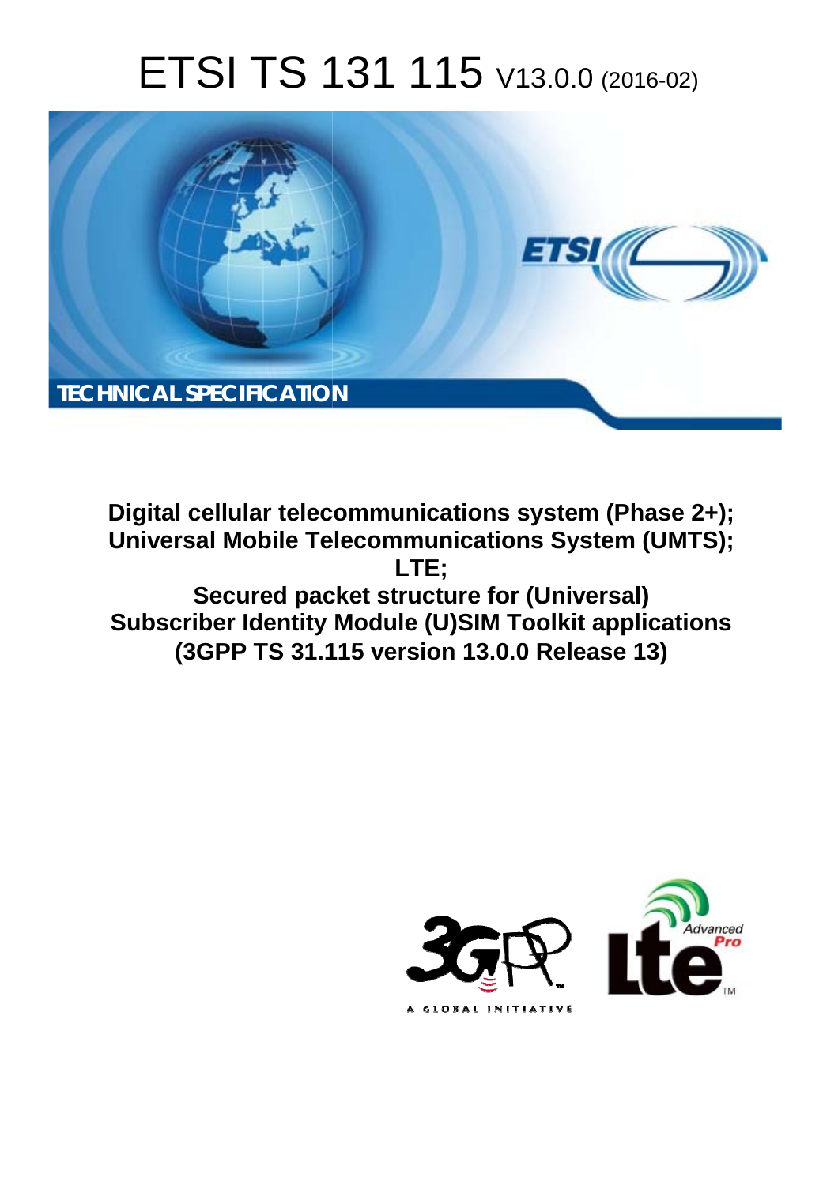# ETSI TS 131 115 V13.0.0 (2016-02)

TECHNICAL SPECIFICATION

**Digital cellular telecommunications system (Phase 2+); Universal Mobile Telecommunications System (UMTS); LTE; Secured packet structure for (Universal) Subscriber Identity Module (U)SIM Toolkit applications (3GPP TS 31.115 version 13.0.0 Release 13)**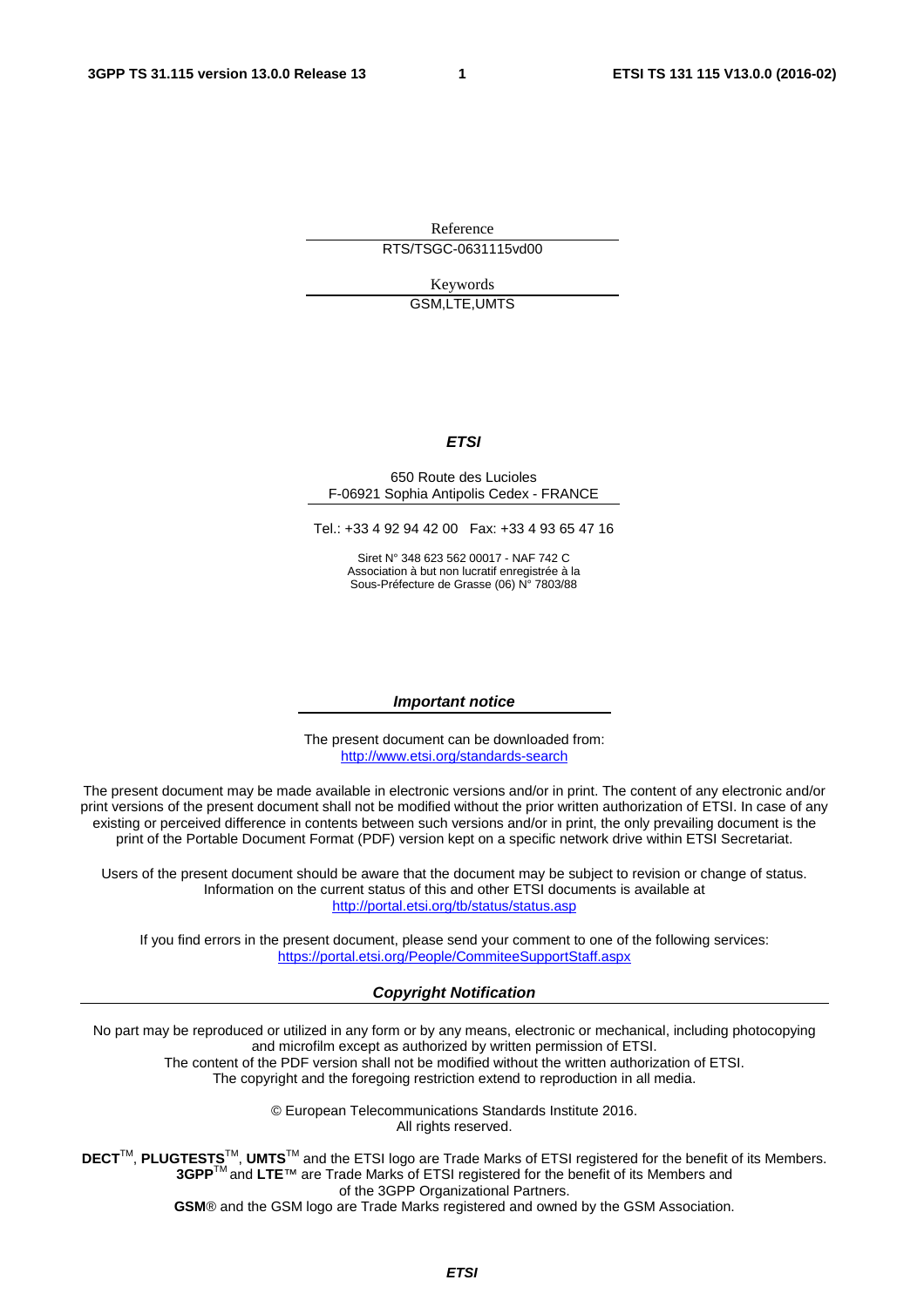Reference

RTS/TSGC-0631115vd00

Keywords

GSM,LTE,UMTS

***ETSI***

650 Route des Lucioles
F-06921 Sophia Antipolis Cedex - FRANCE

Tel.: +33 4 92 94 42 00 Fax: +33 4 93 65 47 16

Siret N° 348 623 562 00017 - NAF 742 C
Association à but non lucratif enregistrée à la
Sous-Préfecture de Grasse (06) N° 7803/88

***Important notice***

The present document can be downloaded from:
http://www.etsi.org/standards-search

The present document may be made available in electronic versions and/or in print. The content of any electronic and/or print versions of the present document shall not be modified without the prior written authorization of ETSI. In case of any existing or perceived difference in contents between such versions and/or in print, the only prevailing document is the print of the Portable Document Format (PDF) version kept on a specific network drive within ETSI Secretariat.

Users of the present document should be aware that the document may be subject to revision or change of status. Information on the current status of this and other ETSI documents is available at
http://portal.etsi.org/tb/status/status.asp

If you find errors in the present document, please send your comment to one of the following services:
https://portal.etsi.org/People/CommiteeSupportStaff.aspx

***Copyright Notification***

No part may be reproduced or utilized in any form or by any means, electronic or mechanical, including photocopying and microfilm except as authorized by written permission of ETSI.
The content of the PDF version shall not be modified without the written authorization of ETSI.
The copyright and the foregoing restriction extend to reproduction in all media.

© European Telecommunications Standards Institute 2016.
All rights reserved.

**DECT**™, **PLUGTESTS**™, **UMTS**™ and the ETSI logo are Trade Marks of ETSI registered for the benefit of its Members.
**3GPP**™ and **LTE**™ are Trade Marks of ETSI registered for the benefit of its Members and of the 3GPP Organizational Partners.
**GSM**® and the GSM logo are Trade Marks registered and owned by the GSM Association.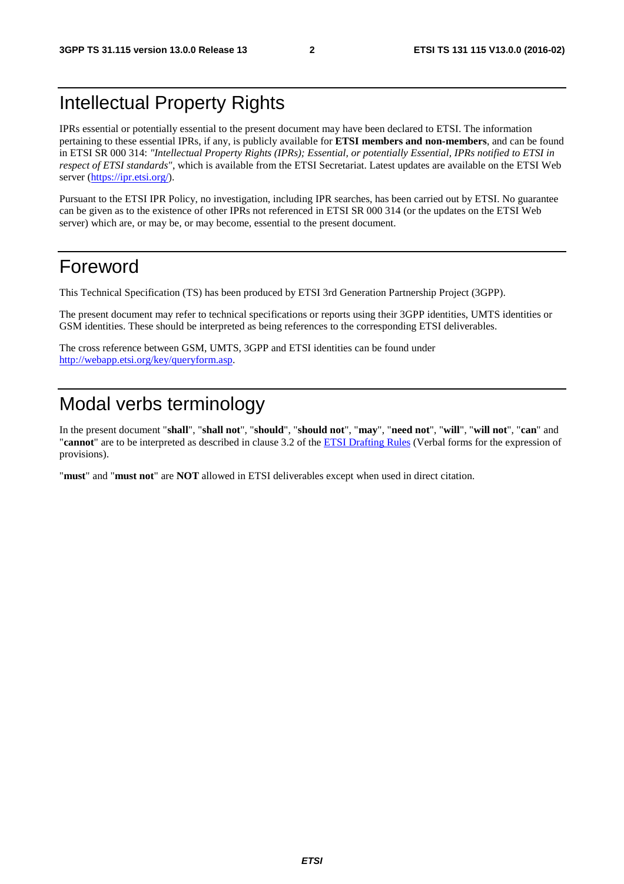# Intellectual Property Rights

IPRs essential or potentially essential to the present document may have been declared to ETSI. The information pertaining to these essential IPRs, if any, is publicly available for **ETSI members and non-members**, and can be found in ETSI SR 000 314: *"Intellectual Property Rights (IPRs); Essential, or potentially Essential, IPRs notified to ETSI in respect of ETSI standards"*, which is available from the ETSI Secretariat. Latest updates are available on the ETSI Web server (https://ipr.etsi.org/).

Pursuant to the ETSI IPR Policy, no investigation, including IPR searches, has been carried out by ETSI. No guarantee can be given as to the existence of other IPRs not referenced in ETSI SR 000 314 (or the updates on the ETSI Web server) which are, or may be, or may become, essential to the present document.

# Foreword

This Technical Specification (TS) has been produced by ETSI 3rd Generation Partnership Project (3GPP).

The present document may refer to technical specifications or reports using their 3GPP identities, UMTS identities or GSM identities. These should be interpreted as being references to the corresponding ETSI deliverables.

The cross reference between GSM, UMTS, 3GPP and ETSI identities can be found under http://webapp.etsi.org/key/queryform.asp.

# Modal verbs terminology

In the present document "**shall**", "**shall not**", "**should**", "**should not**", "**may**", "**need not**", "**will**", "**will not**", "**can**" and "**cannot**" are to be interpreted as described in clause 3.2 of the ETSI Drafting Rules (Verbal forms for the expression of provisions).

"**must**" and "**must not**" are **NOT** allowed in ETSI deliverables except when used in direct citation.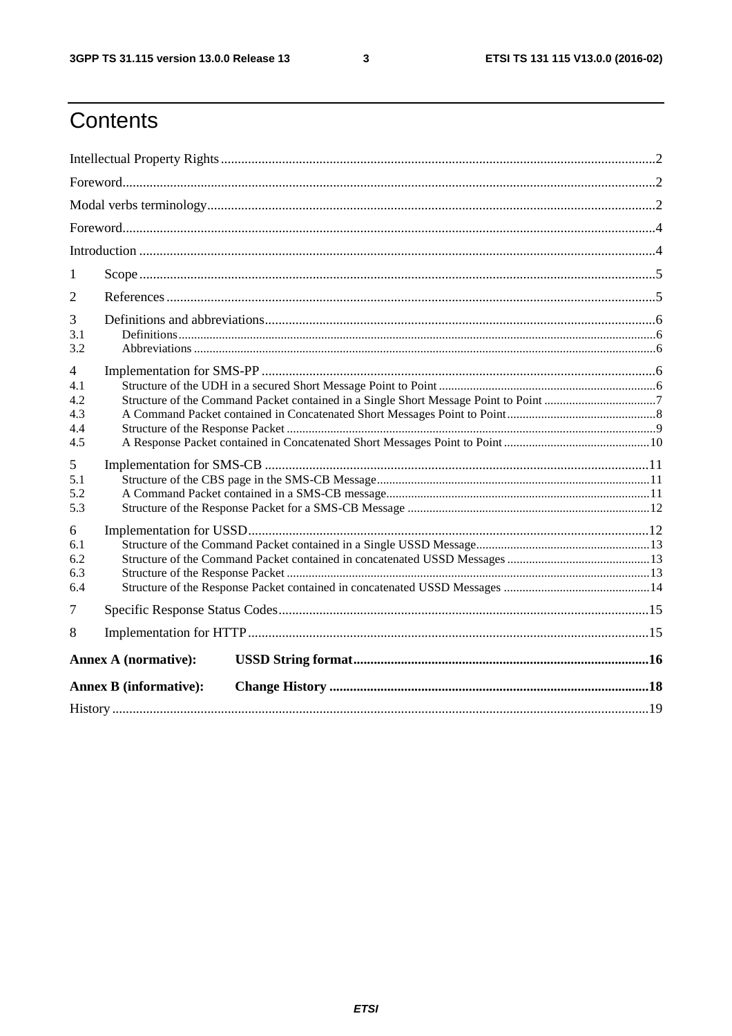# Contents

Intellectual Property Rights ........ 2

Foreword ........ 2

Modal verbs terminology ........ 2

Foreword ........ 4

Introduction ........ 4

1 Scope ........ 5

2 References ........ 5

3 Definitions and abbreviations ........ 6

3.1 Definitions ........ 6

3.2 Abbreviations ........ 6

4 Implementation for SMS-PP ........ 6

4.1 Structure of the UDH in a secured Short Message Point to Point ........ 6

4.2 Structure of the Command Packet contained in a Single Short Message Point to Point ........ 7

4.3 A Command Packet contained in Concatenated Short Messages Point to Point ........ 8

4.4 Structure of the Response Packet ........ 9

4.5 A Response Packet contained in Concatenated Short Messages Point to Point ........ 10

5 Implementation for SMS-CB ........ 11

5.1 Structure of the CBS page in the SMS-CB Message ........ 11

5.2 A Command Packet contained in a SMS-CB message ........ 11

5.3 Structure of the Response Packet for a SMS-CB Message ........ 12

6 Implementation for USSD ........ 12

6.1 Structure of the Command Packet contained in a Single USSD Message ........ 13

6.2 Structure of the Command Packet contained in concatenated USSD Messages ........ 13

6.3 Structure of the Response Packet ........ 13

6.4 Structure of the Response Packet contained in concatenated USSD Messages ........ 14

7 Specific Response Status Codes ........ 15

8 Implementation for HTTP ........ 15

**Annex A (normative): USSD String format ........ 16**

**Annex B (informative): Change History ........ 18**

History ........ 19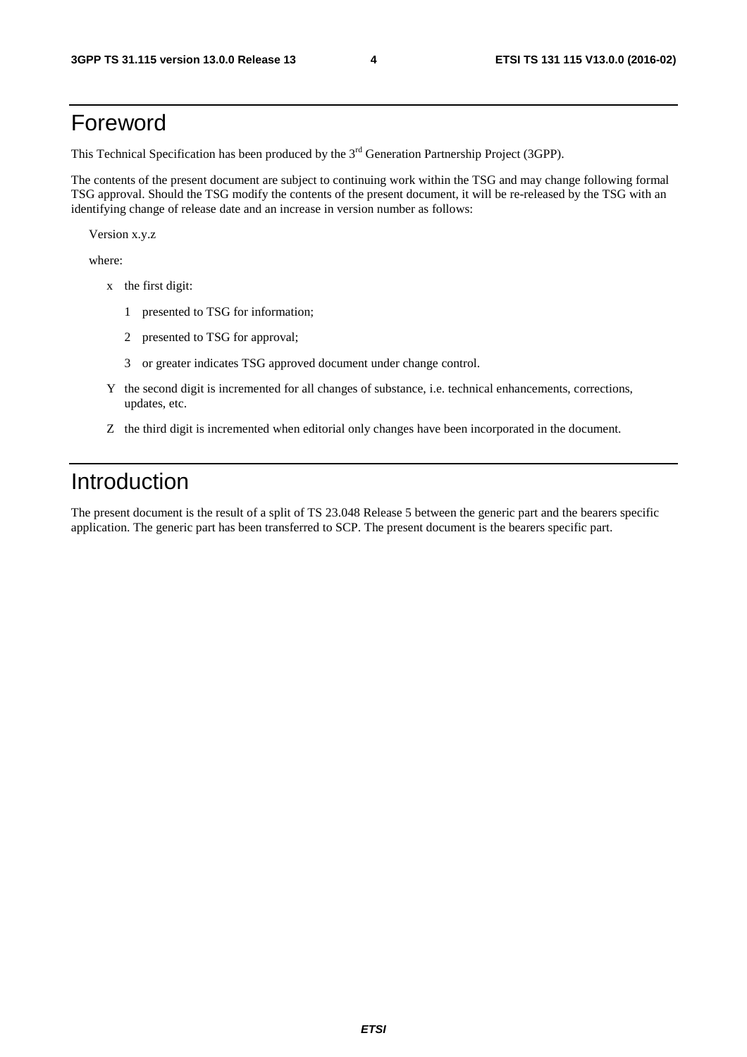# Foreword

This Technical Specification has been produced by the 3rd Generation Partnership Project (3GPP).

The contents of the present document are subject to continuing work within the TSG and may change following formal TSG approval. Should the TSG modify the contents of the present document, it will be re-released by the TSG with an identifying change of release date and an increase in version number as follows:

Version x.y.z

where:

- x the first digit:
  - 1 presented to TSG for information;
  - 2 presented to TSG for approval;
  - 3 or greater indicates TSG approved document under change control.
- Y the second digit is incremented for all changes of substance, i.e. technical enhancements, corrections, updates, etc.
- Z the third digit is incremented when editorial only changes have been incorporated in the document.

# Introduction

The present document is the result of a split of TS 23.048 Release 5 between the generic part and the bearers specific application. The generic part has been transferred to SCP. The present document is the bearers specific part.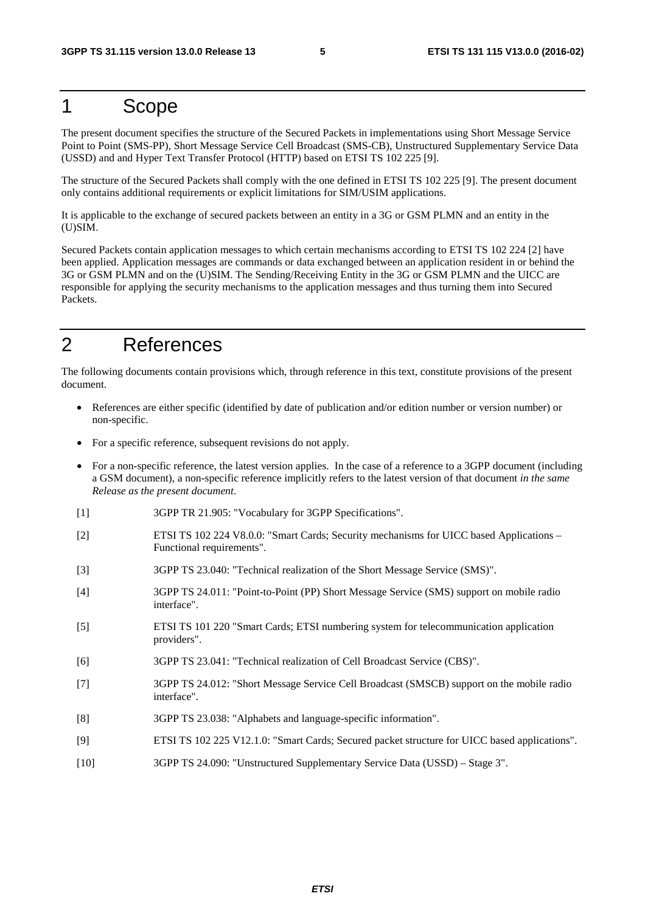# 1 Scope

The present document specifies the structure of the Secured Packets in implementations using Short Message Service Point to Point (SMS-PP), Short Message Service Cell Broadcast (SMS-CB), Unstructured Supplementary Service Data (USSD) and and Hyper Text Transfer Protocol (HTTP) based on ETSI TS 102 225 [9].

The structure of the Secured Packets shall comply with the one defined in ETSI TS 102 225 [9]. The present document only contains additional requirements or explicit limitations for SIM/USIM applications.

It is applicable to the exchange of secured packets between an entity in a 3G or GSM PLMN and an entity in the (U)SIM.

Secured Packets contain application messages to which certain mechanisms according to ETSI TS 102 224 [2] have been applied. Application messages are commands or data exchanged between an application resident in or behind the 3G or GSM PLMN and on the (U)SIM. The Sending/Receiving Entity in the 3G or GSM PLMN and the UICC are responsible for applying the security mechanisms to the application messages and thus turning them into Secured Packets.

# 2 References

The following documents contain provisions which, through reference in this text, constitute provisions of the present document.

- References are either specific (identified by date of publication and/or edition number or version number) or non-specific.
- For a specific reference, subsequent revisions do not apply.
- For a non-specific reference, the latest version applies. In the case of a reference to a 3GPP document (including a GSM document), a non-specific reference implicitly refers to the latest version of that document *in the same Release as the present document*.

[1] 3GPP TR 21.905: "Vocabulary for 3GPP Specifications".

[2] ETSI TS 102 224 V8.0.0: "Smart Cards; Security mechanisms for UICC based Applications – Functional requirements".

[3] 3GPP TS 23.040: "Technical realization of the Short Message Service (SMS)".

[4] 3GPP TS 24.011: "Point-to-Point (PP) Short Message Service (SMS) support on mobile radio interface".

[5] ETSI TS 101 220 "Smart Cards; ETSI numbering system for telecommunication application providers".

[6] 3GPP TS 23.041: "Technical realization of Cell Broadcast Service (CBS)".

[7] 3GPP TS 24.012: "Short Message Service Cell Broadcast (SMSCB) support on the mobile radio interface".

[8] 3GPP TS 23.038: "Alphabets and language-specific information".

[9] ETSI TS 102 225 V12.1.0: "Smart Cards; Secured packet structure for UICC based applications".

[10] 3GPP TS 24.090: "Unstructured Supplementary Service Data (USSD) – Stage 3".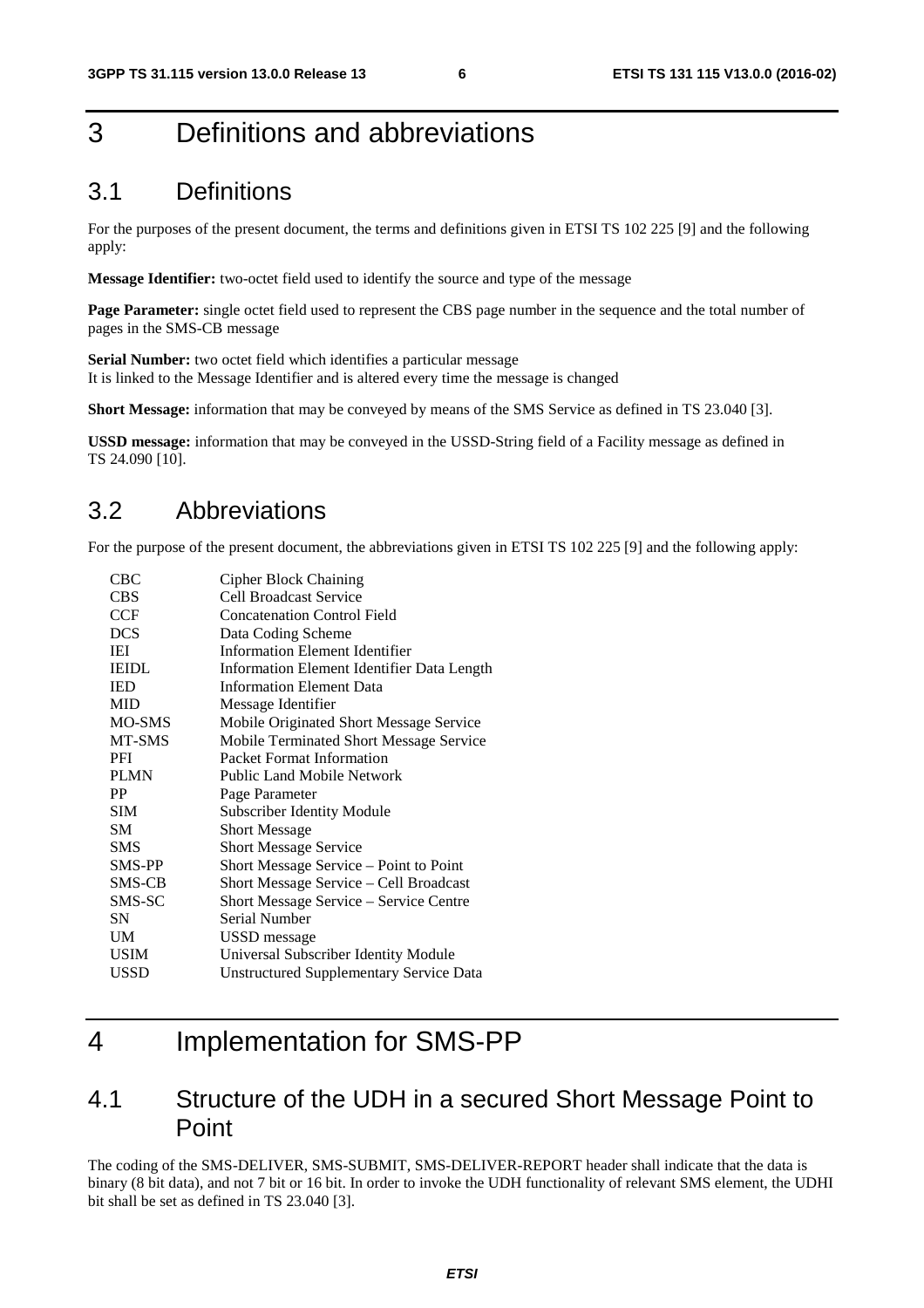# 3 Definitions and abbreviations

## 3.1 Definitions

For the purposes of the present document, the terms and definitions given in ETSI TS 102 225 [9] and the following apply:

**Message Identifier:** two-octet field used to identify the source and type of the message

**Page Parameter:** single octet field used to represent the CBS page number in the sequence and the total number of pages in the SMS-CB message

**Serial Number:** two octet field which identifies a particular message
It is linked to the Message Identifier and is altered every time the message is changed

**Short Message:** information that may be conveyed by means of the SMS Service as defined in TS 23.040 [3].

**USSD message:** information that may be conveyed in the USSD-String field of a Facility message as defined in TS 24.090 [10].

## 3.2 Abbreviations

For the purpose of the present document, the abbreviations given in ETSI TS 102 225 [9] and the following apply:

| | |
|---|---|
| CBC | Cipher Block Chaining |
| CBS | Cell Broadcast Service |
| CCF | Concatenation Control Field |
| DCS | Data Coding Scheme |
| IEI | Information Element Identifier |
| IEIDL | Information Element Identifier Data Length |
| IED | Information Element Data |
| MID | Message Identifier |
| MO-SMS | Mobile Originated Short Message Service |
| MT-SMS | Mobile Terminated Short Message Service |
| PFI | Packet Format Information |
| PLMN | Public Land Mobile Network |
| PP | Page Parameter |
| SIM | Subscriber Identity Module |
| SM | Short Message |
| SMS | Short Message Service |
| SMS-PP | Short Message Service – Point to Point |
| SMS-CB | Short Message Service – Cell Broadcast |
| SMS-SC | Short Message Service – Service Centre |
| SN | Serial Number |
| UM | USSD message |
| USIM | Universal Subscriber Identity Module |
| USSD | Unstructured Supplementary Service Data |

# 4 Implementation for SMS-PP

## 4.1 Structure of the UDH in a secured Short Message Point to Point

The coding of the SMS-DELIVER, SMS-SUBMIT, SMS-DELIVER-REPORT header shall indicate that the data is binary (8 bit data), and not 7 bit or 16 bit. In order to invoke the UDH functionality of relevant SMS element, the UDHI bit shall be set as defined in TS 23.040 [3].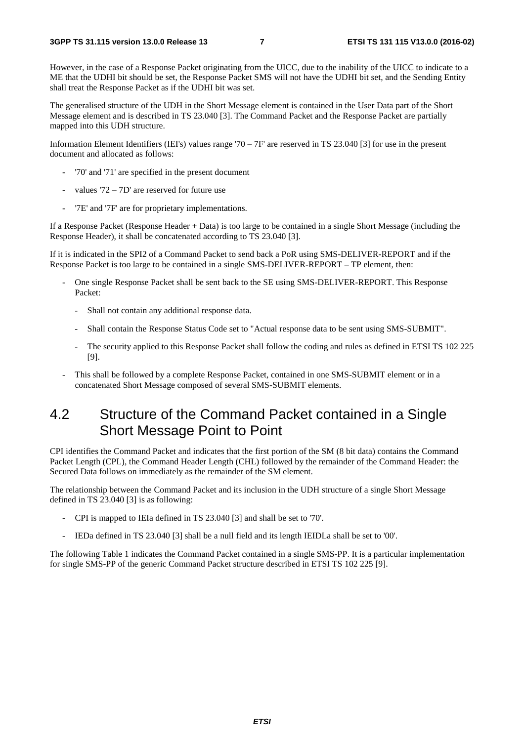However, in the case of a Response Packet originating from the UICC, due to the inability of the UICC to indicate to a ME that the UDHI bit should be set, the Response Packet SMS will not have the UDHI bit set, and the Sending Entity shall treat the Response Packet as if the UDHI bit was set.

The generalised structure of the UDH in the Short Message element is contained in the User Data part of the Short Message element and is described in TS 23.040 [3]. The Command Packet and the Response Packet are partially mapped into this UDH structure.

Information Element Identifiers (IEI's) values range '70 – 7F' are reserved in TS 23.040 [3] for use in the present document and allocated as follows:

- '70' and '71' are specified in the present document
- values '72 – 7D' are reserved for future use
- '7E' and '7F' are for proprietary implementations.

If a Response Packet (Response Header + Data) is too large to be contained in a single Short Message (including the Response Header), it shall be concatenated according to TS 23.040 [3].

If it is indicated in the SPI2 of a Command Packet to send back a PoR using SMS-DELIVER-REPORT and if the Response Packet is too large to be contained in a single SMS-DELIVER-REPORT – TP element, then:

- One single Response Packet shall be sent back to the SE using SMS-DELIVER-REPORT. This Response Packet:
  - Shall not contain any additional response data.
  - Shall contain the Response Status Code set to "Actual response data to be sent using SMS-SUBMIT".
  - The security applied to this Response Packet shall follow the coding and rules as defined in ETSI TS 102 225 [9].
- This shall be followed by a complete Response Packet, contained in one SMS-SUBMIT element or in a concatenated Short Message composed of several SMS-SUBMIT elements.

## 4.2 Structure of the Command Packet contained in a Single Short Message Point to Point

CPI identifies the Command Packet and indicates that the first portion of the SM (8 bit data) contains the Command Packet Length (CPL), the Command Header Length (CHL) followed by the remainder of the Command Header: the Secured Data follows on immediately as the remainder of the SM element.

The relationship between the Command Packet and its inclusion in the UDH structure of a single Short Message defined in TS 23.040 [3] is as following:

- CPI is mapped to IEIa defined in TS 23.040 [3] and shall be set to '70'.
- IEDa defined in TS 23.040 [3] shall be a null field and its length IEIDLa shall be set to '00'.

The following Table 1 indicates the Command Packet contained in a single SMS-PP. It is a particular implementation for single SMS-PP of the generic Command Packet structure described in ETSI TS 102 225 [9].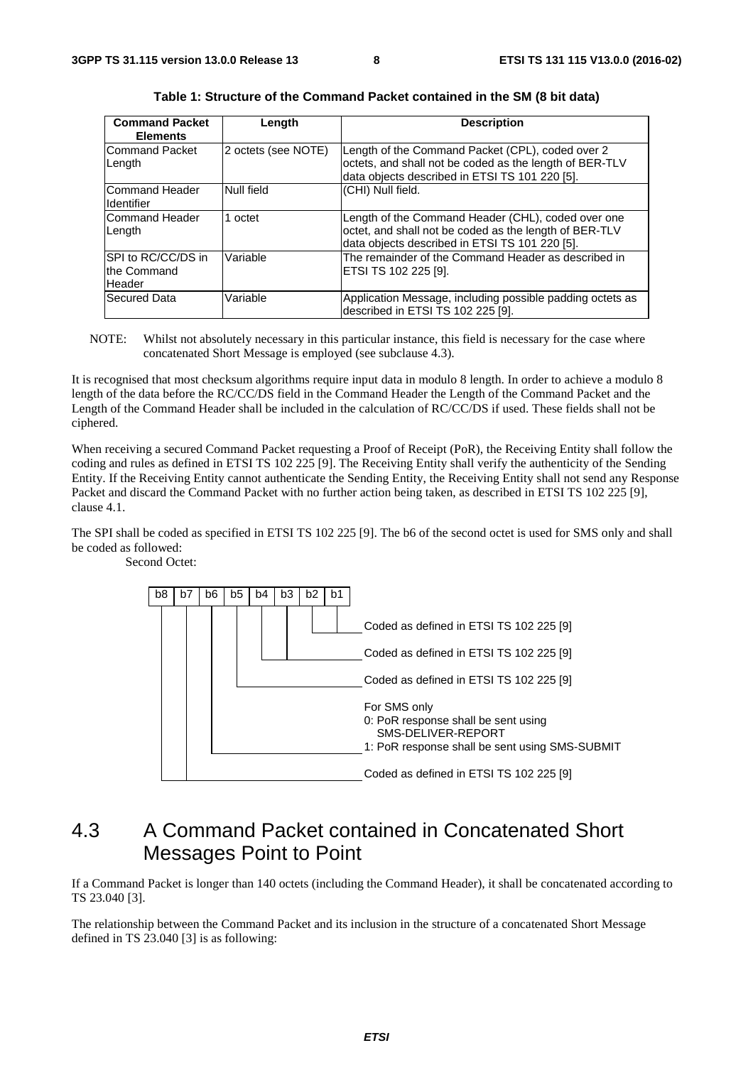**Table 1: Structure of the Command Packet contained in the SM (8 bit data)**

| Command Packet Elements | Length | Description |
|---|---|---|
| Command Packet Length | 2 octets (see NOTE) | Length of the Command Packet (CPL), coded over 2 octets, and shall not be coded as the length of BER-TLV data objects described in ETSI TS 101 220 [5]. |
| Command Header Identifier | Null field | (CHI) Null field. |
| Command Header Length | 1 octet | Length of the Command Header (CHL), coded over one octet, and shall not be coded as the length of BER-TLV data objects described in ETSI TS 101 220 [5]. |
| SPI to RC/CC/DS in the Command Header | Variable | The remainder of the Command Header as described in ETSI TS 102 225 [9]. |
| Secured Data | Variable | Application Message, including possible padding octets as described in ETSI TS 102 225 [9]. |

NOTE: Whilst not absolutely necessary in this particular instance, this field is necessary for the case where concatenated Short Message is employed (see subclause 4.3).

It is recognised that most checksum algorithms require input data in modulo 8 length. In order to achieve a modulo 8 length of the data before the RC/CC/DS field in the Command Header the Length of the Command Packet and the Length of the Command Header shall be included in the calculation of RC/CC/DS if used. These fields shall not be ciphered.

When receiving a secured Command Packet requesting a Proof of Receipt (PoR), the Receiving Entity shall follow the coding and rules as defined in ETSI TS 102 225 [9]. The Receiving Entity shall verify the authenticity of the Sending Entity. If the Receiving Entity cannot authenticate the Sending Entity, the Receiving Entity shall not send any Response Packet and discard the Command Packet with no further action being taken, as described in ETSI TS 102 225 [9], clause 4.1.

The SPI shall be coded as specified in ETSI TS 102 225 [9]. The b6 of the second octet is used for SMS only and shall be coded as followed:

Second Octet:

| b8 | b7 | b6 | b5 | b4 | b3 | b2 | b1 |
|---|---|---|---|---|---|---|---|

- b2-b1: Coded as defined in ETSI TS 102 225 [9]
- b4-b3: Coded as defined in ETSI TS 102 225 [9]
- b5: Coded as defined in ETSI TS 102 225 [9]
- b6: For SMS only
  - 0: PoR response shall be sent using SMS-DELIVER-REPORT
  - 1: PoR response shall be sent using SMS-SUBMIT
- b8-b7: Coded as defined in ETSI TS 102 225 [9]

## 4.3 A Command Packet contained in Concatenated Short Messages Point to Point

If a Command Packet is longer than 140 octets (including the Command Header), it shall be concatenated according to TS 23.040 [3].

The relationship between the Command Packet and its inclusion in the structure of a concatenated Short Message defined in TS 23.040 [3] is as following: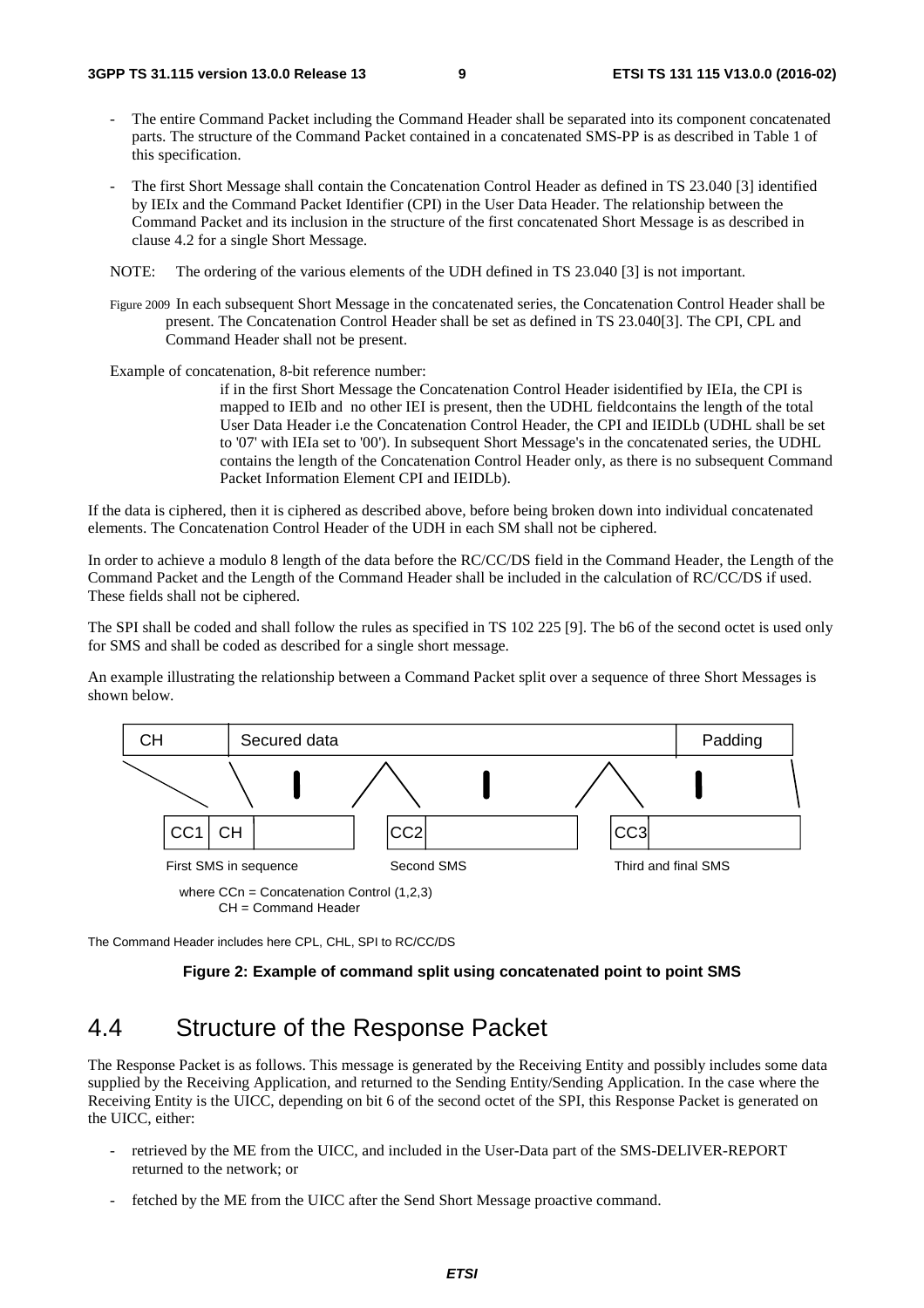- The entire Command Packet including the Command Header shall be separated into its component concatenated parts. The structure of the Command Packet contained in a concatenated SMS-PP is as described in Table 1 of this specification.

- The first Short Message shall contain the Concatenation Control Header as defined in TS 23.040 [3] identified by IEIx and the Command Packet Identifier (CPI) in the User Data Header. The relationship between the Command Packet and its inclusion in the structure of the first concatenated Short Message is as described in clause 4.2 for a single Short Message.

NOTE: The ordering of the various elements of the UDH defined in TS 23.040 [3] is not important.

Figure 2009 In each subsequent Short Message in the concatenated series, the Concatenation Control Header shall be present. The Concatenation Control Header shall be set as defined in TS 23.040[3]. The CPI, CPL and Command Header shall not be present.

Example of concatenation, 8-bit reference number:

> if in the first Short Message the Concatenation Control Header isidentified by IEIa, the CPI is mapped to IEIb and no other IEI is present, then the UDHL fieldcontains the length of the total User Data Header i.e the Concatenation Control Header, the CPI and IEIDLb (UDHL shall be set to '07' with IEIa set to '00'). In subsequent Short Message's in the concatenated series, the UDHL contains the length of the Concatenation Control Header only, as there is no subsequent Command Packet Information Element CPI and IEIDLb).

If the data is ciphered, then it is ciphered as described above, before being broken down into individual concatenated elements. The Concatenation Control Header of the UDH in each SM shall not be ciphered.

In order to achieve a modulo 8 length of the data before the RC/CC/DS field in the Command Header, the Length of the Command Packet and the Length of the Command Header shall be included in the calculation of RC/CC/DS if used. These fields shall not be ciphered.

The SPI shall be coded and shall follow the rules as specified in TS 102 225 [9]. The b6 of the second octet is used only for SMS and shall be coded as described for a single short message.

An example illustrating the relationship between a Command Packet split over a sequence of three Short Messages is shown below.

| CH | Secured data | Padding |
|---|---|---|

| CC1 | CH | | | CC2 | | | CC3 | |
|---|---|---|---|---|---|---|---|---|
| First SMS in sequence | | | | Second SMS | | | Third and final SMS | |

where CCn = Concatenation Control (1,2,3)
CH = Command Header

The Command Header includes here CPL, CHL, SPI to RC/CC/DS

**Figure 2: Example of command split using concatenated point to point SMS**

## 4.4 Structure of the Response Packet

The Response Packet is as follows. This message is generated by the Receiving Entity and possibly includes some data supplied by the Receiving Application, and returned to the Sending Entity/Sending Application. In the case where the Receiving Entity is the UICC, depending on bit 6 of the second octet of the SPI, this Response Packet is generated on the UICC, either:

- retrieved by the ME from the UICC, and included in the User-Data part of the SMS-DELIVER-REPORT returned to the network; or

- fetched by the ME from the UICC after the Send Short Message proactive command.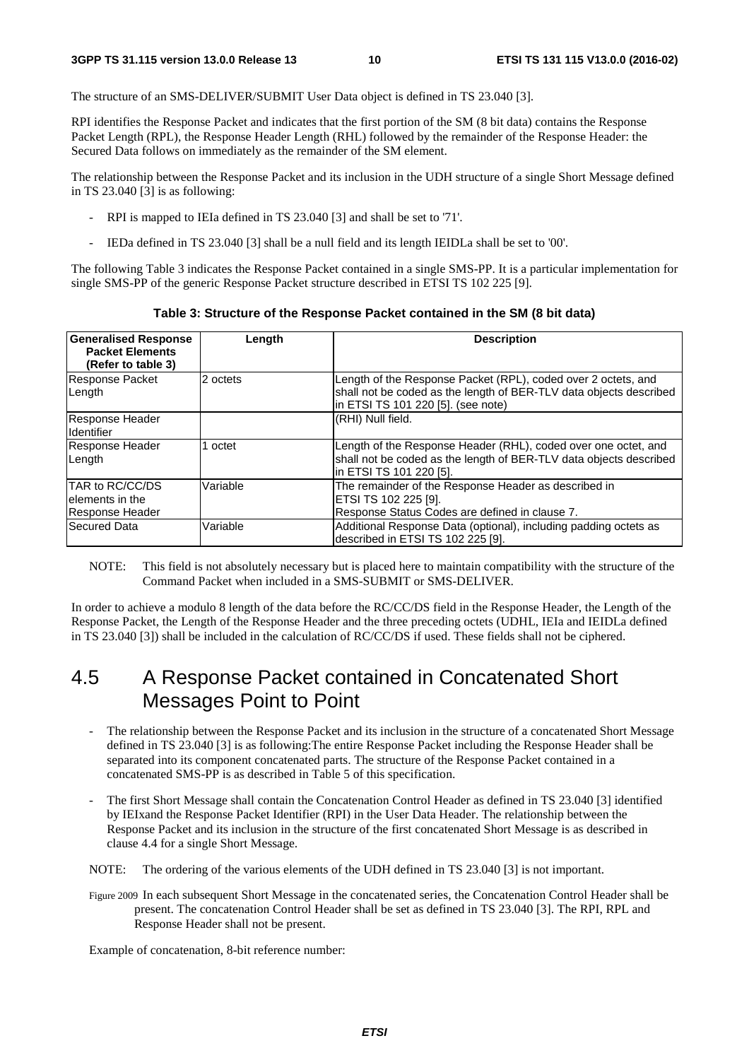The structure of an SMS-DELIVER/SUBMIT User Data object is defined in TS 23.040 [3].

RPI identifies the Response Packet and indicates that the first portion of the SM (8 bit data) contains the Response Packet Length (RPL), the Response Header Length (RHL) followed by the remainder of the Response Header: the Secured Data follows on immediately as the remainder of the SM element.

The relationship between the Response Packet and its inclusion in the UDH structure of a single Short Message defined in TS 23.040 [3] is as following:

- RPI is mapped to IEIa defined in TS 23.040 [3] and shall be set to '71'.
- IEDa defined in TS 23.040 [3] shall be a null field and its length IEIDLa shall be set to '00'.

The following Table 3 indicates the Response Packet contained in a single SMS-PP. It is a particular implementation for single SMS-PP of the generic Response Packet structure described in ETSI TS 102 225 [9].

**Table 3: Structure of the Response Packet contained in the SM (8 bit data)**

| Generalised Response Packet Elements (Refer to table 3) | Length | Description |
|---|---|---|
| Response Packet Length | 2 octets | Length of the Response Packet (RPL), coded over 2 octets, and shall not be coded as the length of BER-TLV data objects described in ETSI TS 101 220 [5]. (see note) |
| Response Header Identifier | | (RHI) Null field. |
| Response Header Length | 1 octet | Length of the Response Header (RHL), coded over one octet, and shall not be coded as the length of BER-TLV data objects described in ETSI TS 101 220 [5]. |
| TAR to RC/CC/DS elements in the Response Header | Variable | The remainder of the Response Header as described in ETSI TS 102 225 [9]. Response Status Codes are defined in clause 7. |
| Secured Data | Variable | Additional Response Data (optional), including padding octets as described in ETSI TS 102 225 [9]. |

NOTE: This field is not absolutely necessary but is placed here to maintain compatibility with the structure of the Command Packet when included in a SMS-SUBMIT or SMS-DELIVER.

In order to achieve a modulo 8 length of the data before the RC/CC/DS field in the Response Header, the Length of the Response Packet, the Length of the Response Header and the three preceding octets (UDHL, IEIa and IEIDLa defined in TS 23.040 [3]) shall be included in the calculation of RC/CC/DS if used. These fields shall not be ciphered.

## 4.5 A Response Packet contained in Concatenated Short Messages Point to Point

- The relationship between the Response Packet and its inclusion in the structure of a concatenated Short Message defined in TS 23.040 [3] is as following:The entire Response Packet including the Response Header shall be separated into its component concatenated parts. The structure of the Response Packet contained in a concatenated SMS-PP is as described in Table 5 of this specification.
- The first Short Message shall contain the Concatenation Control Header as defined in TS 23.040 [3] identified by IEIxand the Response Packet Identifier (RPI) in the User Data Header. The relationship between the Response Packet and its inclusion in the structure of the first concatenated Short Message is as described in clause 4.4 for a single Short Message.

NOTE: The ordering of the various elements of the UDH defined in TS 23.040 [3] is not important.

Figure 2009 In each subsequent Short Message in the concatenated series, the Concatenation Control Header shall be present. The concatenation Control Header shall be set as defined in TS 23.040 [3]. The RPI, RPL and Response Header shall not be present.

Example of concatenation, 8-bit reference number: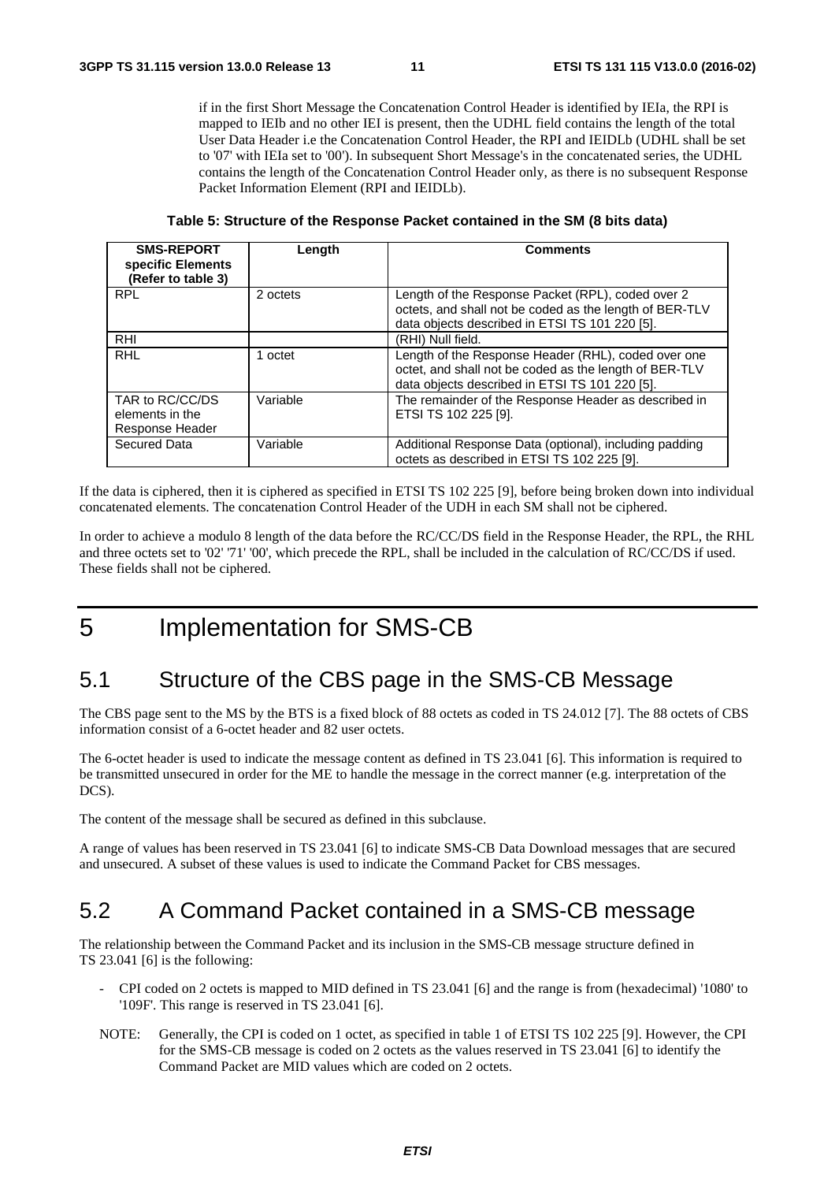if in the first Short Message the Concatenation Control Header is identified by IEIa, the RPI is mapped to IEIb and no other IEI is present, then the UDHL field contains the length of the total User Data Header i.e the Concatenation Control Header, the RPI and IEIDLb (UDHL shall be set to '07' with IEIa set to '00'). In subsequent Short Message's in the concatenated series, the UDHL contains the length of the Concatenation Control Header only, as there is no subsequent Response Packet Information Element (RPI and IEIDLb).

**Table 5: Structure of the Response Packet contained in the SM (8 bits data)**

| SMS-REPORT specific Elements (Refer to table 3) | Length | Comments |
|---|---|---|
| RPL | 2 octets | Length of the Response Packet (RPL), coded over 2 octets, and shall not be coded as the length of BER-TLV data objects described in ETSI TS 101 220 [5]. |
| RHI | | (RHI) Null field. |
| RHL | 1 octet | Length of the Response Header (RHL), coded over one octet, and shall not be coded as the length of BER-TLV data objects described in ETSI TS 101 220 [5]. |
| TAR to RC/CC/DS elements in the Response Header | Variable | The remainder of the Response Header as described in ETSI TS 102 225 [9]. |
| Secured Data | Variable | Additional Response Data (optional), including padding octets as described in ETSI TS 102 225 [9]. |

If the data is ciphered, then it is ciphered as specified in ETSI TS 102 225 [9], before being broken down into individual concatenated elements. The concatenation Control Header of the UDH in each SM shall not be ciphered.

In order to achieve a modulo 8 length of the data before the RC/CC/DS field in the Response Header, the RPL, the RHL and three octets set to '02' '71' '00', which precede the RPL, shall be included in the calculation of RC/CC/DS if used. These fields shall not be ciphered.

# 5 Implementation for SMS-CB

## 5.1 Structure of the CBS page in the SMS-CB Message

The CBS page sent to the MS by the BTS is a fixed block of 88 octets as coded in TS 24.012 [7]. The 88 octets of CBS information consist of a 6-octet header and 82 user octets.

The 6-octet header is used to indicate the message content as defined in TS 23.041 [6]. This information is required to be transmitted unsecured in order for the ME to handle the message in the correct manner (e.g. interpretation of the DCS).

The content of the message shall be secured as defined in this subclause.

A range of values has been reserved in TS 23.041 [6] to indicate SMS-CB Data Download messages that are secured and unsecured. A subset of these values is used to indicate the Command Packet for CBS messages.

## 5.2 A Command Packet contained in a SMS-CB message

The relationship between the Command Packet and its inclusion in the SMS-CB message structure defined in TS 23.041 [6] is the following:

- CPI coded on 2 octets is mapped to MID defined in TS 23.041 [6] and the range is from (hexadecimal) '1080' to '109F'. This range is reserved in TS 23.041 [6].

NOTE: Generally, the CPI is coded on 1 octet, as specified in table 1 of ETSI TS 102 225 [9]. However, the CPI for the SMS-CB message is coded on 2 octets as the values reserved in TS 23.041 [6] to identify the Command Packet are MID values which are coded on 2 octets.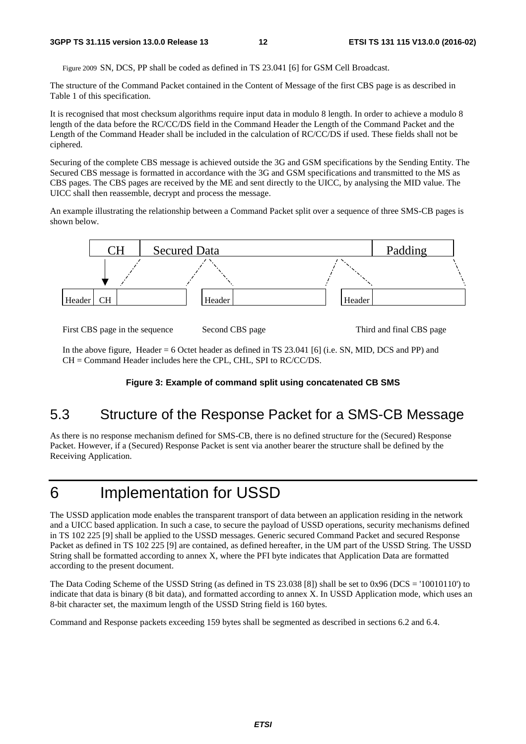Figure 2009 SN, DCS, PP shall be coded as defined in TS 23.041 [6] for GSM Cell Broadcast.

The structure of the Command Packet contained in the Content of Message of the first CBS page is as described in Table 1 of this specification.

It is recognised that most checksum algorithms require input data in modulo 8 length. In order to achieve a modulo 8 length of the data before the RC/CC/DS field in the Command Header the Length of the Command Packet and the Length of the Command Header shall be included in the calculation of RC/CC/DS if used. These fields shall not be ciphered.

Securing of the complete CBS message is achieved outside the 3G and GSM specifications by the Sending Entity. The Secured CBS message is formatted in accordance with the 3G and GSM specifications and transmitted to the MS as CBS pages. The CBS pages are received by the ME and sent directly to the UICC, by analysing the MID value. The UICC shall then reassemble, decrypt and process the message.

An example illustrating the relationship between a Command Packet split over a sequence of three SMS-CB pages is shown below.

| CH | Secured Data | Padding |
|---|---|---|

| Header | CH | | | Header | | | Header | |
|---|---|---|---|---|---|---|---|---|

First CBS page in the sequence — Second CBS page — Third and final CBS page

In the above figure, Header = 6 Octet header as defined in TS 23.041 [6] (i.e. SN, MID, DCS and PP) and CH = Command Header includes here the CPL, CHL, SPI to RC/CC/DS.

**Figure 3: Example of command split using concatenated CB SMS**

## 5.3 Structure of the Response Packet for a SMS-CB Message

As there is no response mechanism defined for SMS-CB, there is no defined structure for the (Secured) Response Packet. However, if a (Secured) Response Packet is sent via another bearer the structure shall be defined by the Receiving Application.

# 6 Implementation for USSD

The USSD application mode enables the transparent transport of data between an application residing in the network and a UICC based application. In such a case, to secure the payload of USSD operations, security mechanisms defined in TS 102 225 [9] shall be applied to the USSD messages. Generic secured Command Packet and secured Response Packet as defined in TS 102 225 [9] are contained, as defined hereafter, in the UM part of the USSD String. The USSD String shall be formatted according to annex X, where the PFI byte indicates that Application Data are formatted according to the present document.

The Data Coding Scheme of the USSD String (as defined in TS 23.038 [8]) shall be set to 0x96 (DCS = '10010110') to indicate that data is binary (8 bit data), and formatted according to annex X. In USSD Application mode, which uses an 8-bit character set, the maximum length of the USSD String field is 160 bytes.

Command and Response packets exceeding 159 bytes shall be segmented as described in sections 6.2 and 6.4.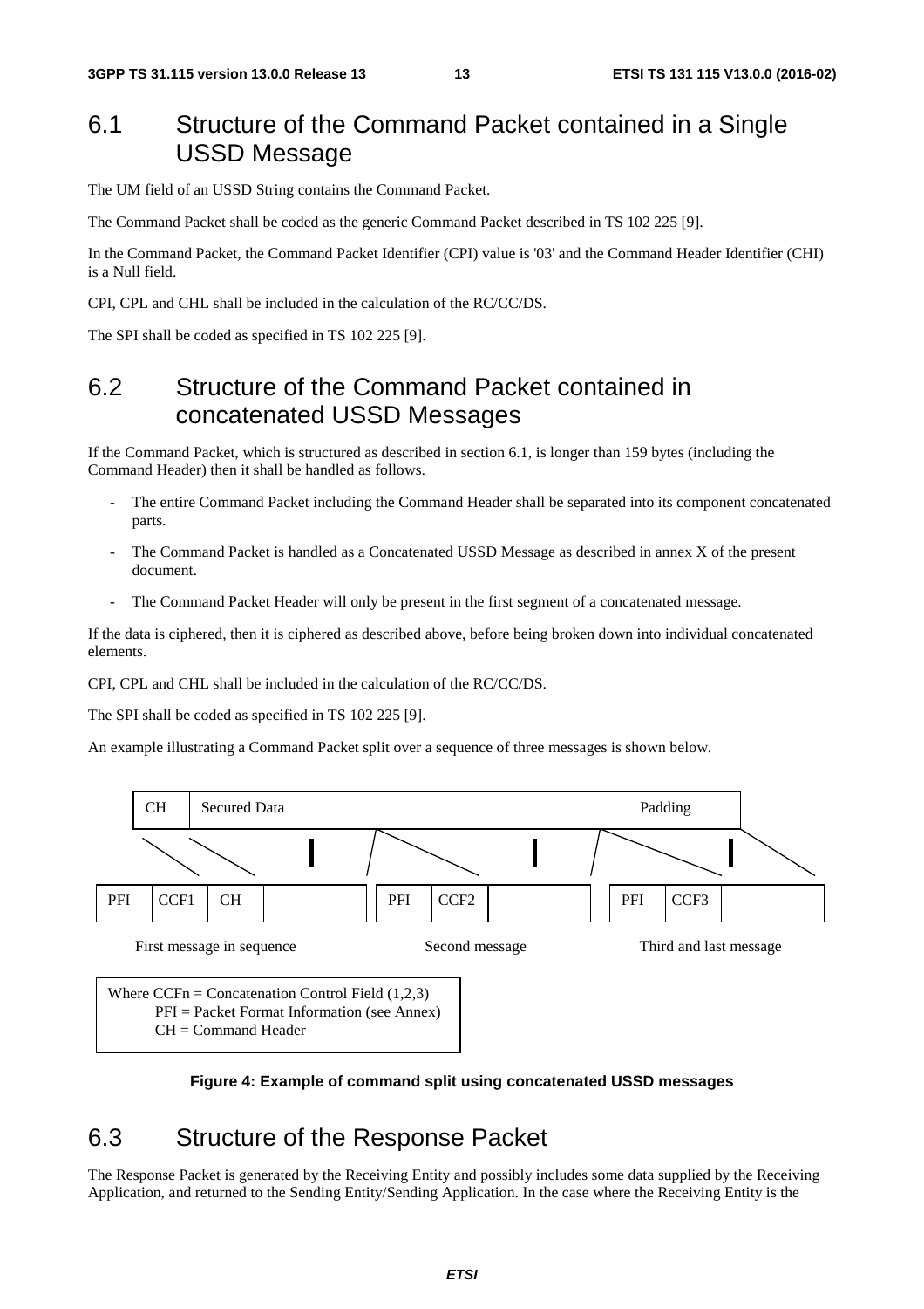## 6.1 Structure of the Command Packet contained in a Single USSD Message

The UM field of an USSD String contains the Command Packet.

The Command Packet shall be coded as the generic Command Packet described in TS 102 225 [9].

In the Command Packet, the Command Packet Identifier (CPI) value is '03' and the Command Header Identifier (CHI) is a Null field.

CPI, CPL and CHL shall be included in the calculation of the RC/CC/DS.

The SPI shall be coded as specified in TS 102 225 [9].

## 6.2 Structure of the Command Packet contained in concatenated USSD Messages

If the Command Packet, which is structured as described in section 6.1, is longer than 159 bytes (including the Command Header) then it shall be handled as follows.

- The entire Command Packet including the Command Header shall be separated into its component concatenated parts.
- The Command Packet is handled as a Concatenated USSD Message as described in annex X of the present document.
- The Command Packet Header will only be present in the first segment of a concatenated message.

If the data is ciphered, then it is ciphered as described above, before being broken down into individual concatenated elements.

CPI, CPL and CHL shall be included in the calculation of the RC/CC/DS.

The SPI shall be coded as specified in TS 102 225 [9].

An example illustrating a Command Packet split over a sequence of three messages is shown below.

| CH | Secured Data | Padding |
|---|---|---|

| PFI | CCF1 | CH | | PFI | CCF2 | | PFI | CCF3 | |
|---|---|---|---|---|---|---|---|---|---|

First message in sequence — Second message — Third and last message

Where CCFn = Concatenation Control Field (1,2,3)
PFI = Packet Format Information (see Annex)
CH = Command Header

**Figure 4: Example of command split using concatenated USSD messages**

## 6.3 Structure of the Response Packet

The Response Packet is generated by the Receiving Entity and possibly includes some data supplied by the Receiving Application, and returned to the Sending Entity/Sending Application. In the case where the Receiving Entity is the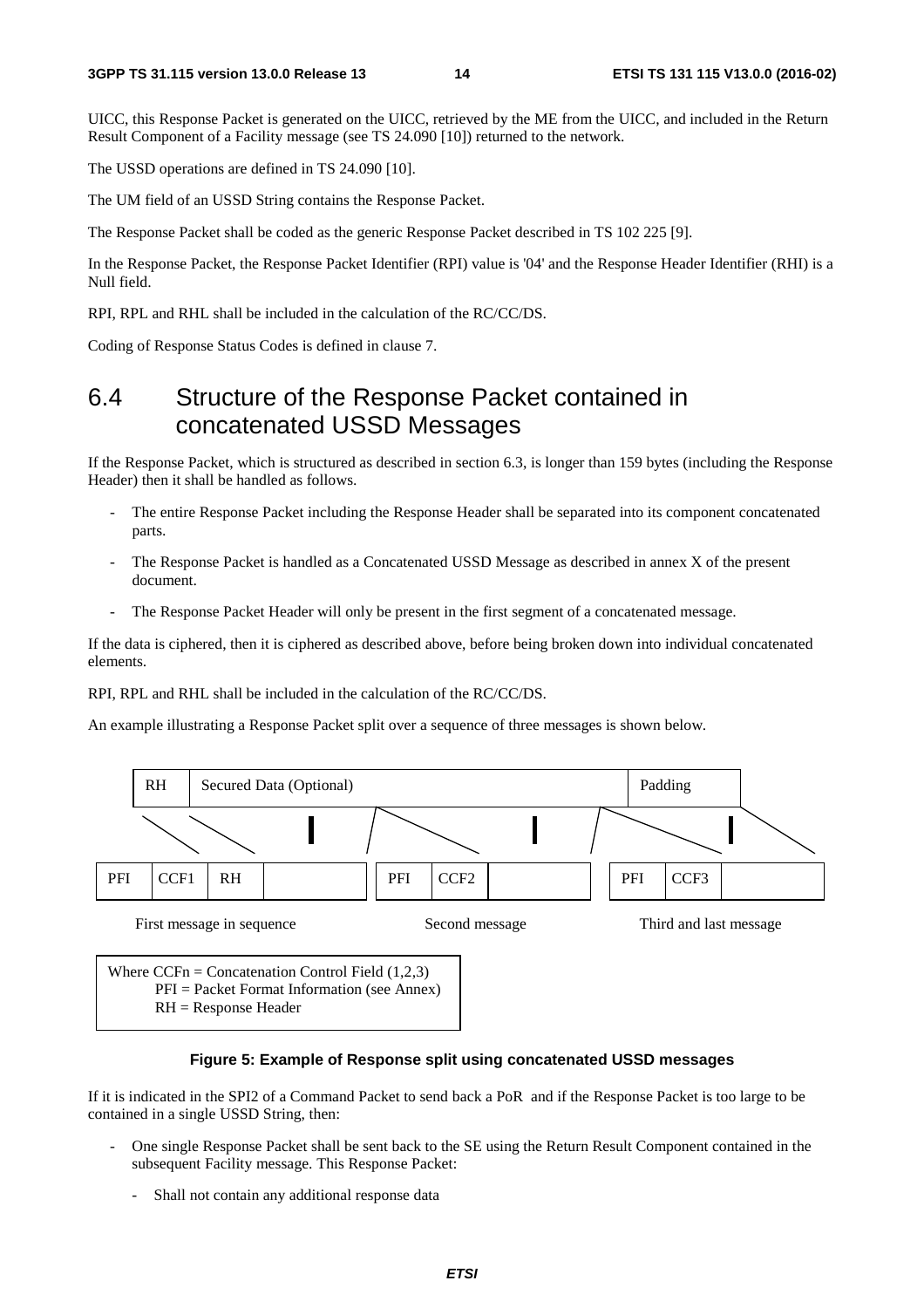UICC, this Response Packet is generated on the UICC, retrieved by the ME from the UICC, and included in the Return Result Component of a Facility message (see TS 24.090 [10]) returned to the network.

The USSD operations are defined in TS 24.090 [10].

The UM field of an USSD String contains the Response Packet.

The Response Packet shall be coded as the generic Response Packet described in TS 102 225 [9].

In the Response Packet, the Response Packet Identifier (RPI) value is '04' and the Response Header Identifier (RHI) is a Null field.

RPI, RPL and RHL shall be included in the calculation of the RC/CC/DS.

Coding of Response Status Codes is defined in clause 7.

## 6.4 Structure of the Response Packet contained in concatenated USSD Messages

If the Response Packet, which is structured as described in section 6.3, is longer than 159 bytes (including the Response Header) then it shall be handled as follows.

- The entire Response Packet including the Response Header shall be separated into its component concatenated parts.
- The Response Packet is handled as a Concatenated USSD Message as described in annex X of the present document.
- The Response Packet Header will only be present in the first segment of a concatenated message.

If the data is ciphered, then it is ciphered as described above, before being broken down into individual concatenated elements.

RPI, RPL and RHL shall be included in the calculation of the RC/CC/DS.

An example illustrating a Response Packet split over a sequence of three messages is shown below.

| RH | Secured Data (Optional) | Padding |
|---|---|---|

| PFI | CCF1 | RH | | | PFI | CCF2 | | | PFI | CCF3 | |
|---|---|---|---|---|---|---|---|---|---|---|---|

First message in sequence — Second message — Third and last message

Where CCFn = Concatenation Control Field (1,2,3)
PFI = Packet Format Information (see Annex)
RH = Response Header

**Figure 5: Example of Response split using concatenated USSD messages**

If it is indicated in the SPI2 of a Command Packet to send back a PoR and if the Response Packet is too large to be contained in a single USSD String, then:

- One single Response Packet shall be sent back to the SE using the Return Result Component contained in the subsequent Facility message. This Response Packet:
  - Shall not contain any additional response data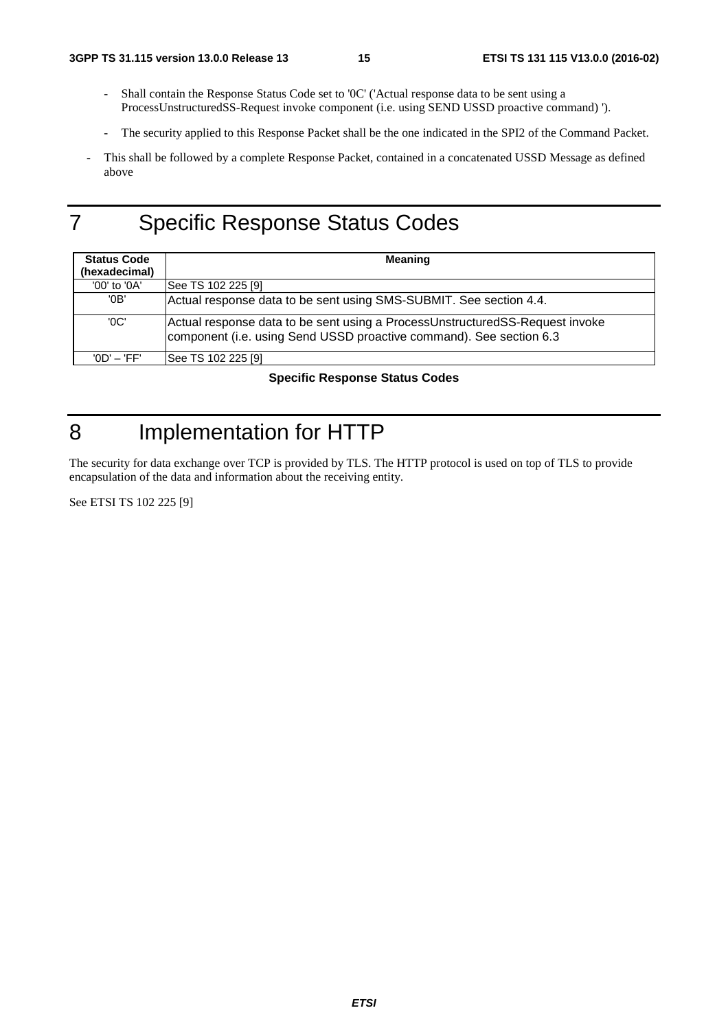- Shall contain the Response Status Code set to '0C' ('Actual response data to be sent using a ProcessUnstructuredSS-Request invoke component (i.e. using SEND USSD proactive command) ').

- The security applied to this Response Packet shall be the one indicated in the SPI2 of the Command Packet.

- This shall be followed by a complete Response Packet, contained in a concatenated USSD Message as defined above

# 7 Specific Response Status Codes

| Status Code (hexadecimal) | Meaning |
|---|---|
| '00' to '0A' | See TS 102 225 [9] |
| '0B' | Actual response data to be sent using SMS-SUBMIT. See section 4.4. |
| '0C' | Actual response data to be sent using a ProcessUnstructuredSS-Request invoke component (i.e. using Send USSD proactive command). See section 6.3 |
| '0D' – 'FF' | See TS 102 225 [9] |

**Specific Response Status Codes**

# 8 Implementation for HTTP

The security for data exchange over TCP is provided by TLS. The HTTP protocol is used on top of TLS to provide encapsulation of the data and information about the receiving entity.

See ETSI TS 102 225 [9]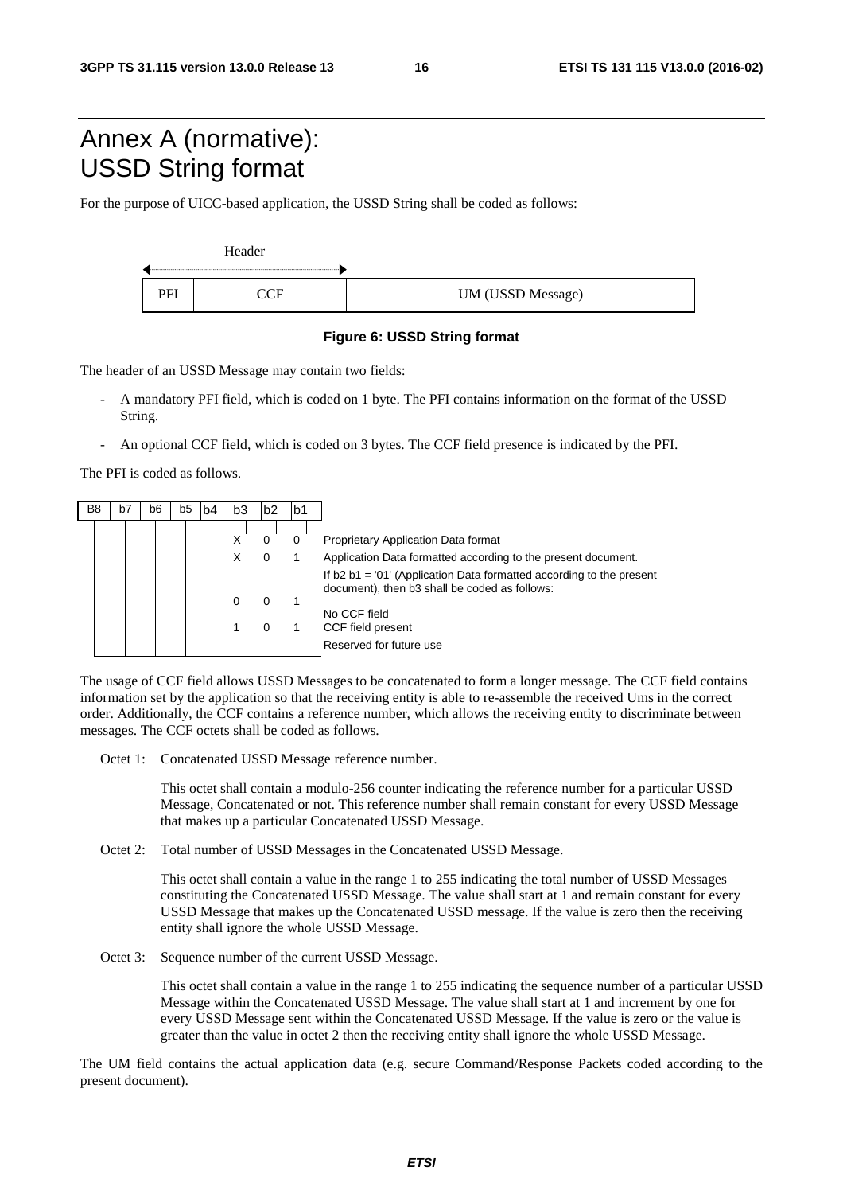# Annex A (normative): USSD String format

For the purpose of UICC-based application, the USSD String shall be coded as follows:

| PFI | CCF | UM (USSD Message) |
|---|---|---|

(Header = PFI + CCF)

**Figure 6: USSD String format**

The header of an USSD Message may contain two fields:

- A mandatory PFI field, which is coded on 1 byte. The PFI contains information on the format of the USSD String.
- An optional CCF field, which is coded on 3 bytes. The CCF field presence is indicated by the PFI.

The PFI is coded as follows.

| B8 | b7 | b6 | b5 | b4 | b3 | b2 | b1 | |
|---|---|---|---|---|---|---|---|---|
| | | | | | X | 0 | 0 | Proprietary Application Data format |
| | | | | | X | 0 | 1 | Application Data formatted according to the present document. |
| | | | | | | | | If b2 b1 = '01' (Application Data formatted according to the present document), then b3 shall be coded as follows: |
| | | | | | 0 | 0 | 1 | No CCF field |
| | | | | | 1 | 0 | 1 | CCF field present |
| | | | | | | | | Reserved for future use |

The usage of CCF field allows USSD Messages to be concatenated to form a longer message. The CCF field contains information set by the application so that the receiving entity is able to re-assemble the received Ums in the correct order. Additionally, the CCF contains a reference number, which allows the receiving entity to discriminate between messages. The CCF octets shall be coded as follows.

Octet 1: Concatenated USSD Message reference number.

This octet shall contain a modulo-256 counter indicating the reference number for a particular USSD Message, Concatenated or not. This reference number shall remain constant for every USSD Message that makes up a particular Concatenated USSD Message.

Octet 2: Total number of USSD Messages in the Concatenated USSD Message.

This octet shall contain a value in the range 1 to 255 indicating the total number of USSD Messages constituting the Concatenated USSD Message. The value shall start at 1 and remain constant for every USSD Message that makes up the Concatenated USSD message. If the value is zero then the receiving entity shall ignore the whole USSD Message.

Octet 3: Sequence number of the current USSD Message.

This octet shall contain a value in the range 1 to 255 indicating the sequence number of a particular USSD Message within the Concatenated USSD Message. The value shall start at 1 and increment by one for every USSD Message sent within the Concatenated USSD Message. If the value is zero or the value is greater than the value in octet 2 then the receiving entity shall ignore the whole USSD Message.

The UM field contains the actual application data (e.g. secure Command/Response Packets coded according to the present document).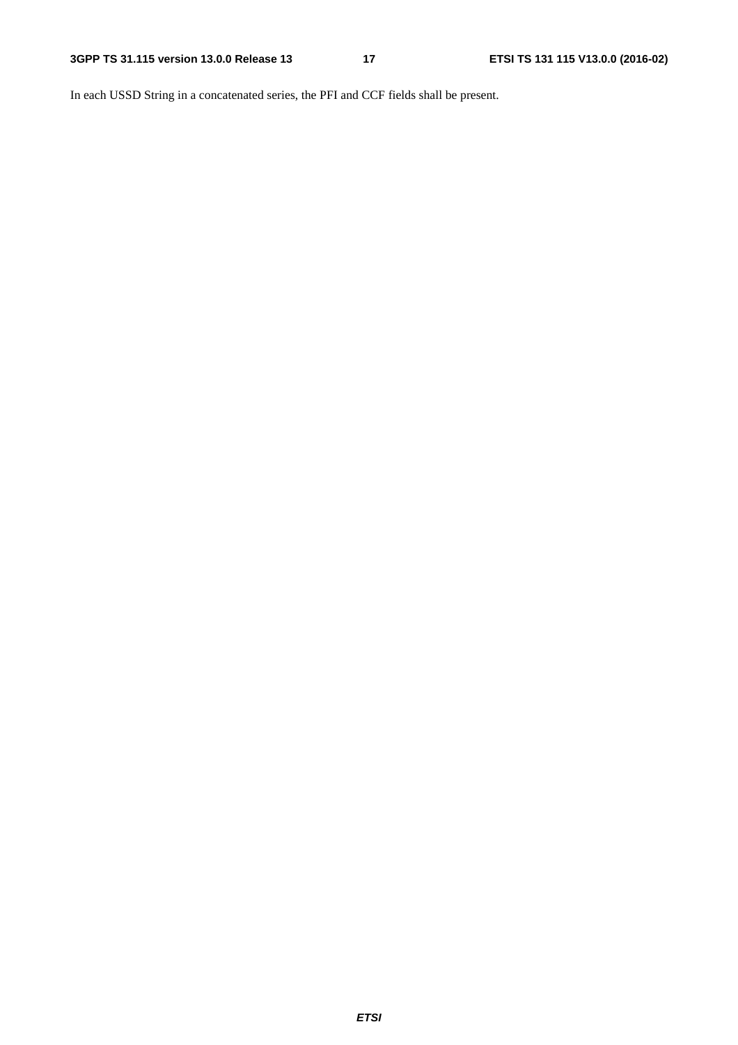In each USSD String in a concatenated series, the PFI and CCF fields shall be present.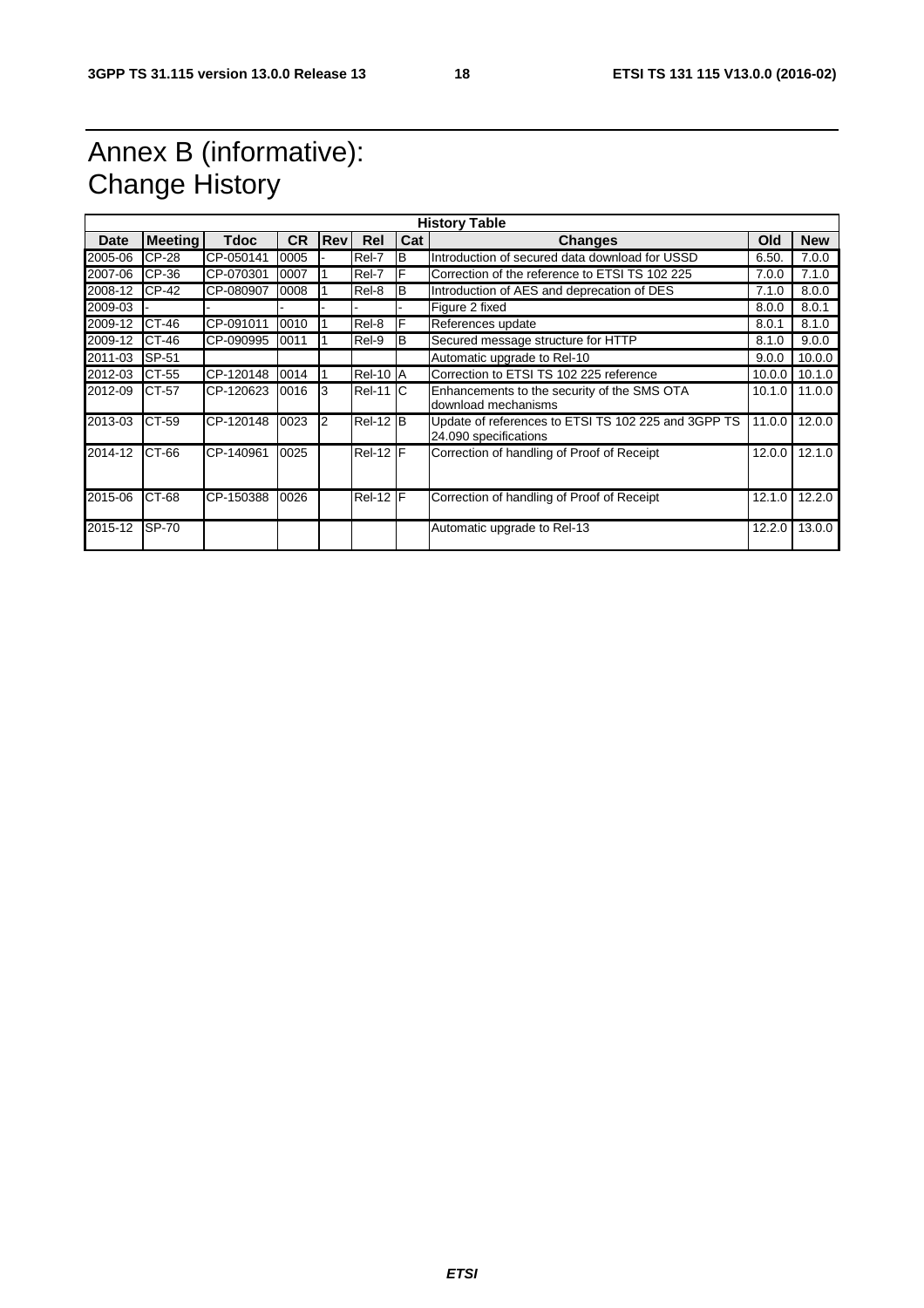# Annex B (informative): Change History

| History Table | | | | | | | | | |
|---|---|---|---|---|---|---|---|---|---|
| **Date** | **Meeting** | **Tdoc** | **CR** | **Rev** | **Rel** | **Cat** | **Changes** | **Old** | **New** |
| 2005-06 | CP-28 | CP-050141 | 0005 | - | Rel-7 | B | Introduction of secured data download for USSD | 6.50. | 7.0.0 |
| 2007-06 | CP-36 | CP-070301 | 0007 | 1 | Rel-7 | F | Correction of the reference to ETSI TS 102 225 | 7.0.0 | 7.1.0 |
| 2008-12 | CP-42 | CP-080907 | 0008 | 1 | Rel-8 | B | Introduction of AES and deprecation of DES | 7.1.0 | 8.0.0 |
| 2009-03 | - | - | - | - | - | - | Figure 2 fixed | 8.0.0 | 8.0.1 |
| 2009-12 | CT-46 | CP-091011 | 0010 | 1 | Rel-8 | F | References update | 8.0.1 | 8.1.0 |
| 2009-12 | CT-46 | CP-090995 | 0011 | 1 | Rel-9 | B | Secured message structure for HTTP | 8.1.0 | 9.0.0 |
| 2011-03 | SP-51 | | | | | | Automatic upgrade to Rel-10 | 9.0.0 | 10.0.0 |
| 2012-03 | CT-55 | CP-120148 | 0014 | 1 | Rel-10 | A | Correction to ETSI TS 102 225 reference | 10.0.0 | 10.1.0 |
| 2012-09 | CT-57 | CP-120623 | 0016 | 3 | Rel-11 | C | Enhancements to the security of the SMS OTA download mechanisms | 10.1.0 | 11.0.0 |
| 2013-03 | CT-59 | CP-120148 | 0023 | 2 | Rel-12 | B | Update of references to ETSI TS 102 225 and 3GPP TS 24.090 specifications | 11.0.0 | 12.0.0 |
| 2014-12 | CT-66 | CP-140961 | 0025 | | Rel-12 | F | Correction of handling of Proof of Receipt | 12.0.0 | 12.1.0 |
| 2015-06 | CT-68 | CP-150388 | 0026 | | Rel-12 | F | Correction of handling of Proof of Receipt | 12.1.0 | 12.2.0 |
| 2015-12 | SP-70 | | | | | | Automatic upgrade to Rel-13 | 12.2.0 | 13.0.0 |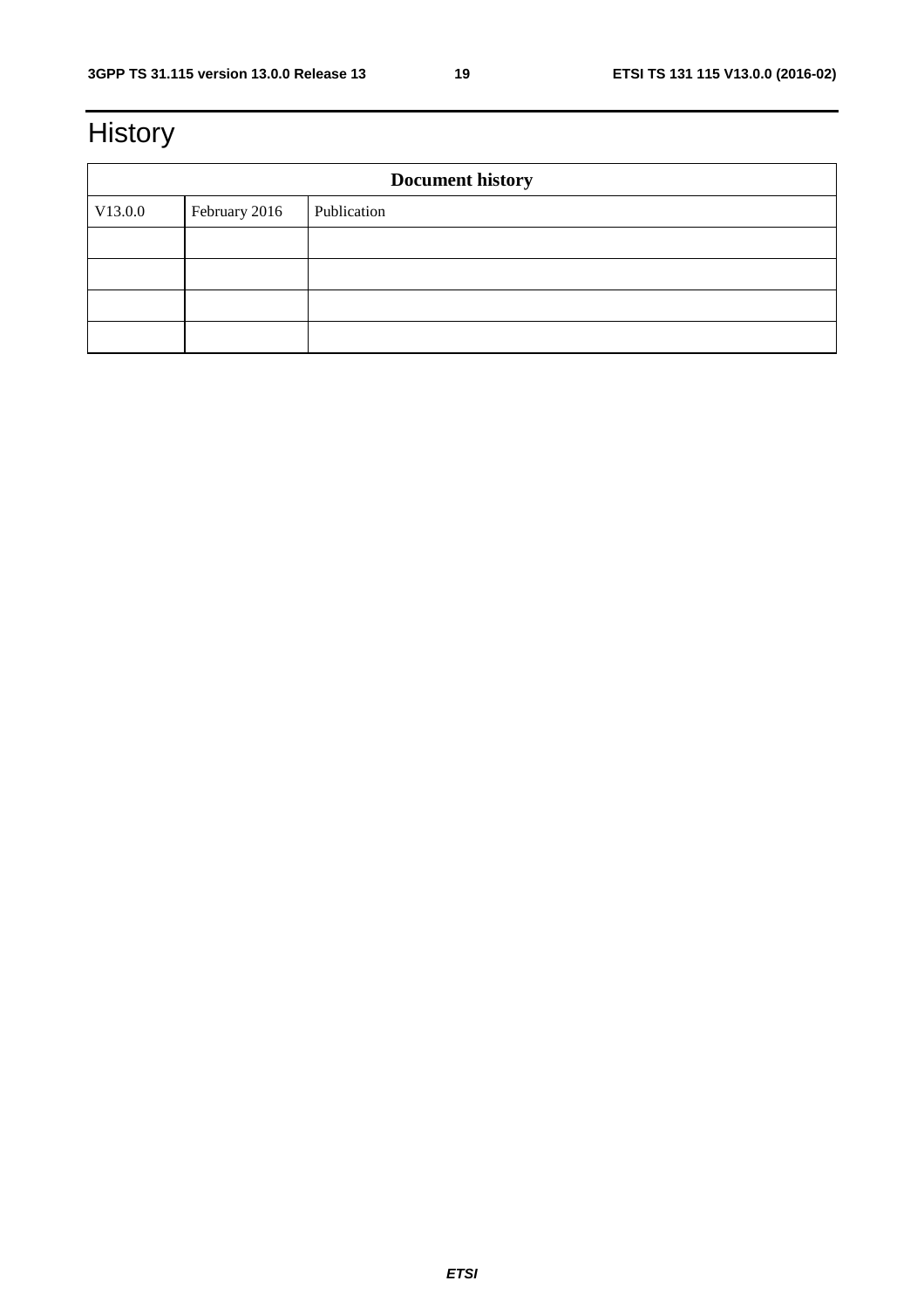# History

| Document history | | |
|---|---|---|
| V13.0.0 | February 2016 | Publication |
| | | |
| | | |
| | | |
| | | |